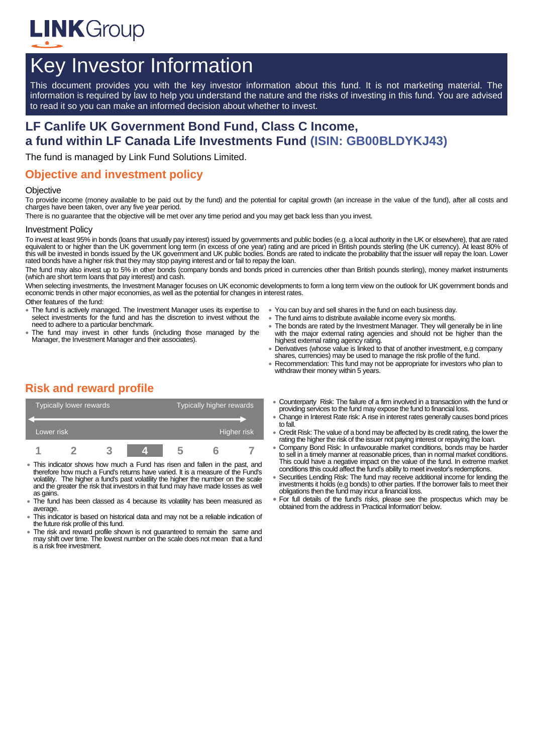LINKGroup

# Key Investor Information

This document provides you with the key investor information about this fund. It is not marketing material. The information is required by law to help you understand the nature and the risks of investing in this fund. You are advised to read it so you can make an informed decision about whether to invest.

## LF Canlife UK Government Bond Fund, Class C Income, a fund within LF Canada Life Investments Fund (ISIN: GB00BLDYKJ43)

The fund is managed by Link Fund Solutions Limited.

## Objective and investment policy

### Objective

To provide income (money available to be paid out by the fund) and the potential for capital growth (an increase in the value of the fund), after all costs and charges have been taken, over any five year period.

There is no guarantee that the objective will be met over any time period and you may get back less than you invest.

### Investment Policy

To invest at least 95% in bonds (loans that usually pay interest) issued by governments and public bodies (e.g. a local authority in the UK or elsewhere), that are rated equivalent to or higher than the UK government long term (in excess of one year) rating and are priced in British pounds sterling (the UK currency). At least 80% of this will be invested in bonds issued by the UK government and UK public bodies. Bonds are rated to indicate the probability that the issuer will repay the loan. Lower rated bonds have a higher risk that they may stop paying interest and or fail to repay the loan.

The fund may also invest up to 5% in other bonds (company bonds and bonds priced in currencies other than British pounds sterling), money market instruments (which are short term loans that pay interest) and cash.

When selecting investments, the Investment Manager focuses on UK economic developments to form a long term view on the outlook for UK government bonds and economic trends in other major economies, as well as the potential for changes in interest rates.

Other features of the fund:

- The fund is actively managed. The Investment Manager uses its expertise to select investments for the fund and has the discretion to invest without the need to adhere to a particular benchmark.
- The fund may invest in other funds (including those managed by the Manager, the Investment Manager and their associates).
- You can buy and sell shares in the fund on each business day.
- The fund aims to distribute available income every six months.
- The bonds are rated by the Investment Manager. They will generally be in line with the major external rating agencies and should not be higher than the highest external rating agency rating.
- Derivatives (whose value is linked to that of another investment, e.g company shares, currencies) may be used to manage the risk profile of the fund.
- Recommendation: This fund may not be appropriate for investors who plan to withdraw their money within 5 years.

## Risk and reward profile

| Typically lower rewards | | | | | | Typically higher rewards |
|---|---|---|---|---|---|---|
| Lower risk | | | | | | Higher risk |
| 1 | 2 | 3 | **4** | 5 | 6 | 7 |

- This indicator shows how much a Fund has risen and fallen in the past, and therefore how much a Fund's returns have varied. It is a measure of the Fund's volatility. The higher a fund's past volatility the higher the number on the scale and the greater the risk that investors in that fund may have made losses as well as gains.
- The fund has been classed as 4 because its volatility has been measured as average.
- This indicator is based on historical data and may not be a reliable indication of the future risk profile of this fund.
- The risk and reward profile shown is not guaranteed to remain the same and may shift over time. The lowest number on the scale does not mean that a fund is a risk free investment.
- Counterparty Risk: The failure of a firm involved in a transaction with the fund or providing services to the fund may expose the fund to financial loss.
- Change in Interest Rate risk: A rise in interest rates generally causes bond prices to fall.
- Credit Risk: The value of a bond may be affected by its credit rating, the lower the rating the higher the risk of the issuer not paying interest or repaying the loan.
- Company Bond Risk: In unfavourable market conditions, bonds may be harder to sell in a timely manner at reasonable prices, than in normal market conditions. This could have a negative impact on the value of the fund. In extreme market conditions tthis could affect the fund's ability to meet investor's redemptions.
- Securities Lending Risk: The fund may receive additional income for lending the investments it holds (e.g bonds) to other parties. If the borrower fails to meet their obligations then the fund may incur a financial loss.
- For full details of the fund's risks, please see the prospectus which may be obtained from the address in 'Practical Information' below.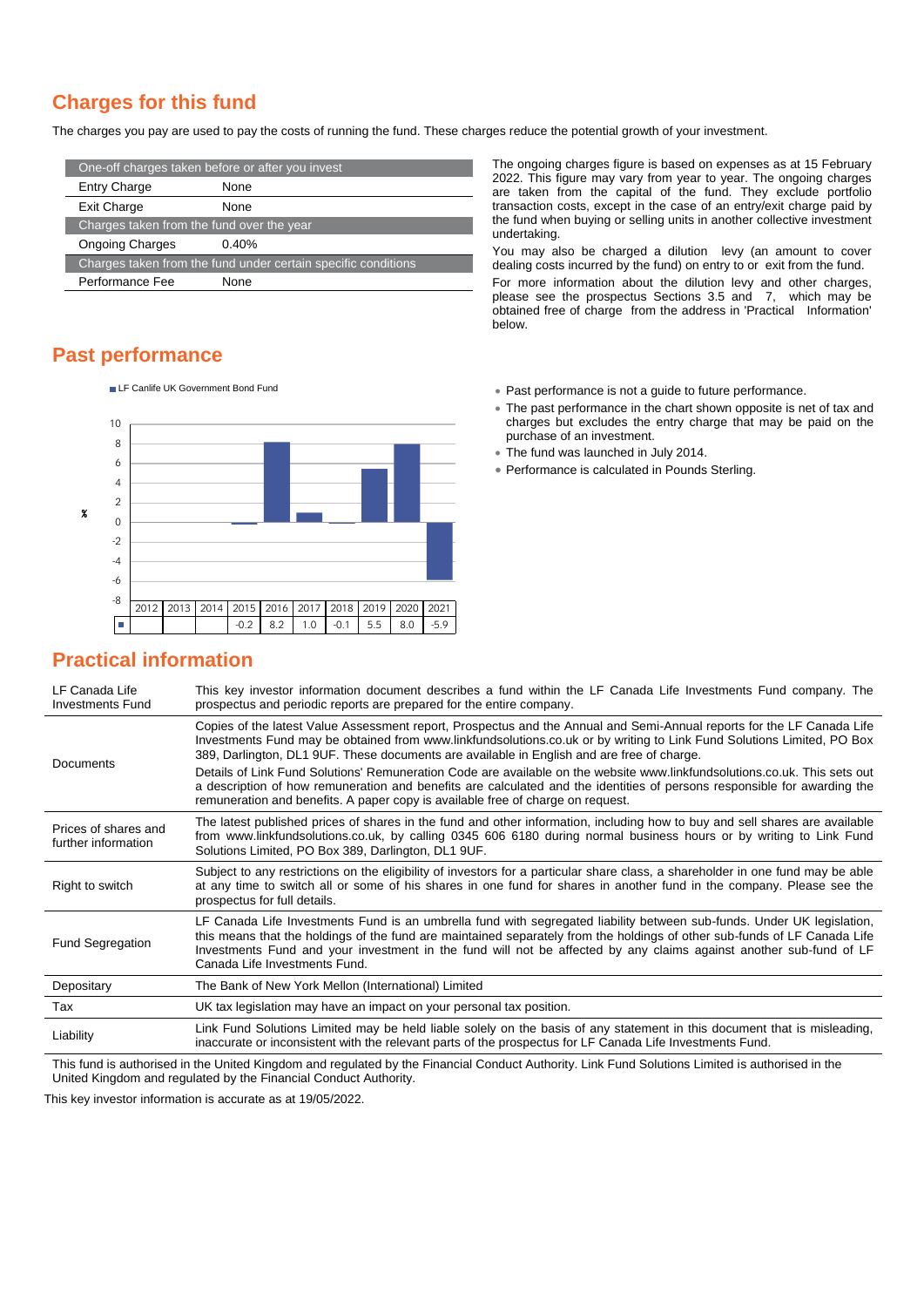## Charges for this fund

The charges you pay are used to pay the costs of running the fund. These charges reduce the potential growth of your investment.

| | |
|---|---|
| One-off charges taken before or after you invest | |
| Entry Charge | None |
| Exit Charge | None |
| Charges taken from the fund over the year | |
| Ongoing Charges | 0.40% |
| Charges taken from the fund under certain specific conditions | |
| Performance Fee | None |

The ongoing charges figure is based on expenses as at 15 February 2022. This figure may vary from year to year. The ongoing charges are taken from the capital of the fund. They exclude portfolio transaction costs, except in the case of an entry/exit charge paid by the fund when buying or selling units in another collective investment undertaking.

You may also be charged a dilution levy (an amount to cover dealing costs incurred by the fund) on entry to or exit from the fund.

For more information about the dilution levy and other charges, please see the prospectus Sections 3.5 and 7, which may be obtained free of charge from the address in 'Practical Information' below.

## Past performance

LF Canlife UK Government Bond Fund

%

10
8
6
4
2
0
-2
-4
-6
-8

2012 2013 2014 2015 2016 2017 2018 2019 2020 2021

-0.2 8.2 1.0 -0.1 5.5 8.0 -5.9

- Past performance is not a guide to future performance.
- The past performance in the chart shown opposite is net of tax and charges but excludes the entry charge that may be paid on the purchase of an investment.
- The fund was launched in July 2014.
- Performance is calculated in Pounds Sterling.

## Practical information

| | |
|---|---|
| LF Canada Life Investments Fund | This key investor information document describes a fund within the LF Canada Life Investments Fund company. The prospectus and periodic reports are prepared for the entire company. |
| Documents | Copies of the latest Value Assessment report, Prospectus and the Annual and Semi-Annual reports for the LF Canada Life Investments Fund may be obtained from www.linkfundsolutions.co.uk or by writing to Link Fund Solutions Limited, PO Box 389, Darlington, DL1 9UF. These documents are available in English and are free of charge.<br>Details of Link Fund Solutions' Remuneration Code are available on the website www.linkfundsolutions.co.uk. This sets out a description of how remuneration and benefits are calculated and the identities of persons responsible for awarding the remuneration and benefits. A paper copy is available free of charge on request. |
| Prices of shares and further information | The latest published prices of shares in the fund and other information, including how to buy and sell shares are available from www.linkfundsolutions.co.uk, by calling 0345 606 6180 during normal business hours or by writing to Link Fund Solutions Limited, PO Box 389, Darlington, DL1 9UF. |
| Right to switch | Subject to any restrictions on the eligibility of investors for a particular share class, a shareholder in one fund may be able at any time to switch all or some of his shares in one fund for shares in another fund in the company. Please see the prospectus for full details. |
| Fund Segregation | LF Canada Life Investments Fund is an umbrella fund with segregated liability between sub-funds. Under UK legislation, this means that the holdings of the fund are maintained separately from the holdings of other sub-funds of LF Canada Life Investments Fund and your investment in the fund will not be affected by any claims against another sub-fund of LF Canada Life Investments Fund. |
| Depositary | The Bank of New York Mellon (International) Limited |
| Tax | UK tax legislation may have an impact on your personal tax position. |
| Liability | Link Fund Solutions Limited may be held liable solely on the basis of any statement in this document that is misleading, inaccurate or inconsistent with the relevant parts of the prospectus for LF Canada Life Investments Fund. |

This fund is authorised in the United Kingdom and regulated by the Financial Conduct Authority. Link Fund Solutions Limited is authorised in the United Kingdom and regulated by the Financial Conduct Authority.

This key investor information is accurate as at 19/05/2022.